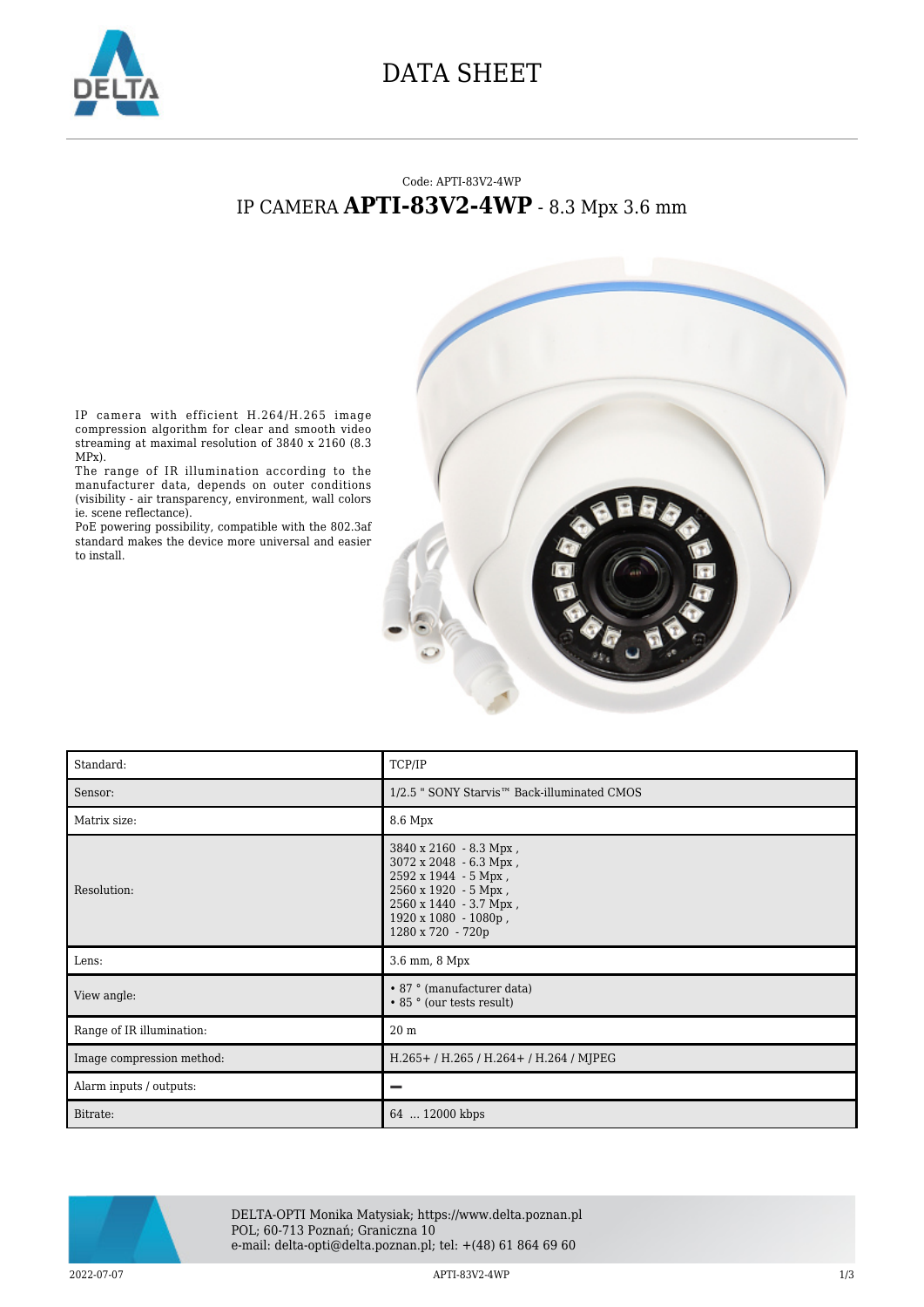# DATA SHEET

Code: APTI-83V2-4WP

## IP CAMERA **APTI-83V2-4WP** - 8.3 Mpx 3.6 mm

IP camera with efficient H.264/H.265 image compression algorithm for clear and smooth video streaming at maximal resolution of 3840 x 2160 (8.3 MPx).
The range of IR illumination according to the manufacturer data, depends on outer conditions (visibility - air transparency, environment, wall colors ie. scene reflectance).
PoE powering possibility, compatible with the 802.3af standard makes the device more universal and easier to install.

| Standard: | TCP/IP |
|---|---|
| Sensor: | 1/2.5 " SONY Starvis™ Back-illuminated CMOS |
| Matrix size: | 8.6 Mpx |
| Resolution: | 3840 x 2160 - 8.3 Mpx ,<br>3072 x 2048 - 6.3 Mpx ,<br>2592 x 1944 - 5 Mpx ,<br>2560 x 1920 - 5 Mpx ,<br>2560 x 1440 - 3.7 Mpx ,<br>1920 x 1080 - 1080p ,<br>1280 x 720 - 720p |
| Lens: | 3.6 mm, 8 Mpx |
| View angle: | • 87 ° (manufacturer data)<br>• 85 ° (our tests result) |
| Range of IR illumination: | 20 m |
| Image compression method: | H.265+ / H.265 / H.264+ / H.264 / MJPEG |
| Alarm inputs / outputs: | – |
| Bitrate: | 64 ... 12000 kbps |

DELTA-OPTI Monika Matysiak; https://www.delta.poznan.pl
POL; 60-713 Poznań; Graniczna 10
e-mail: delta-opti@delta.poznan.pl; tel: +(48) 61 864 69 60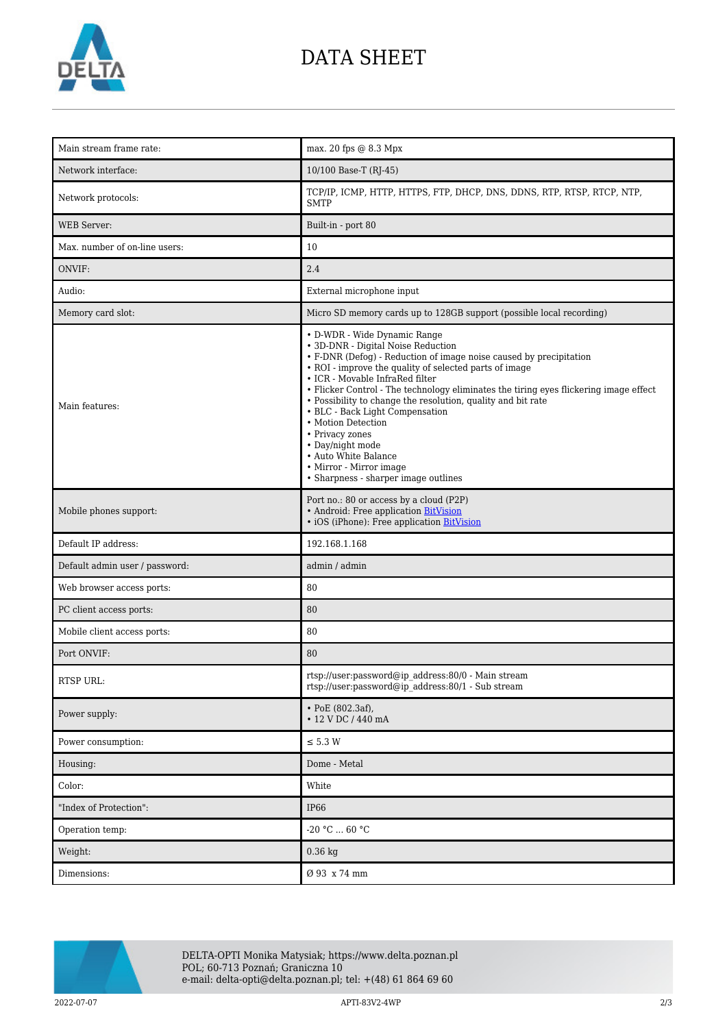# DATA SHEET

| | |
|---|---|
| Main stream frame rate: | max. 20 fps @ 8.3 Mpx |
| Network interface: | 10/100 Base-T (RJ-45) |
| Network protocols: | TCP/IP, ICMP, HTTP, HTTPS, FTP, DHCP, DNS, DDNS, RTP, RTSP, RTCP, NTP, SMTP |
| WEB Server: | Built-in - port 80 |
| Max. number of on-line users: | 10 |
| ONVIF: | 2.4 |
| Audio: | External microphone input |
| Memory card slot: | Micro SD memory cards up to 128GB support (possible local recording) |
| Main features: | • D-WDR - Wide Dynamic Range<br>• 3D-DNR - Digital Noise Reduction<br>• F-DNR (Defog) - Reduction of image noise caused by precipitation<br>• ROI - improve the quality of selected parts of image<br>• ICR - Movable InfraRed filter<br>• Flicker Control - The technology eliminates the tiring eyes flickering image effect<br>• Possibility to change the resolution, quality and bit rate<br>• BLC - Back Light Compensation<br>• Motion Detection<br>• Privacy zones<br>• Day/night mode<br>• Auto White Balance<br>• Mirror - Mirror image<br>• Sharpness - sharper image outlines |
| Mobile phones support: | Port no.: 80 or access by a cloud (P2P)<br>• Android: Free application BitVision<br>• iOS (iPhone): Free application BitVision |
| Default IP address: | 192.168.1.168 |
| Default admin user / password: | admin / admin |
| Web browser access ports: | 80 |
| PC client access ports: | 80 |
| Mobile client access ports: | 80 |
| Port ONVIF: | 80 |
| RTSP URL: | rtsp://user:password@ip_address:80/0 - Main stream<br>rtsp://user:password@ip_address:80/1 - Sub stream |
| Power supply: | • PoE (802.3af),<br>• 12 V DC / 440 mA |
| Power consumption: | ≤ 5.3 W |
| Housing: | Dome - Metal |
| Color: | White |
| "Index of Protection": | IP66 |
| Operation temp: | -20 °C ... 60 °C |
| Weight: | 0.36 kg |
| Dimensions: | Ø 93 x 74 mm |

DELTA-OPTI Monika Matysiak; https://www.delta.poznan.pl
POL; 60-713 Poznań; Graniczna 10
e-mail: delta-opti@delta.poznan.pl; tel: +(48) 61 864 69 60

2022-07-07 APTI-83V2-4WP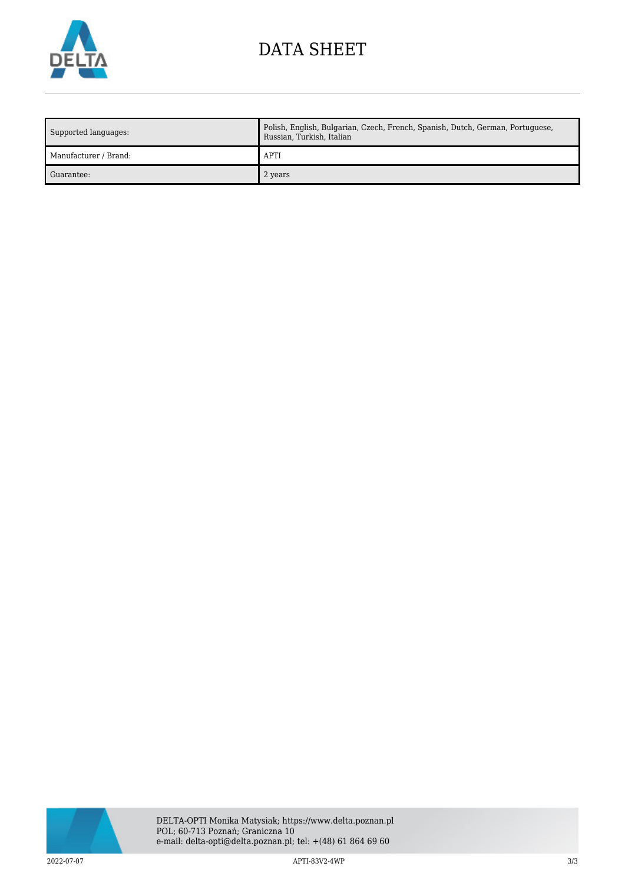| | |
|---|---|
| Supported languages: | Polish, English, Bulgarian, Czech, French, Spanish, Dutch, German, Portuguese, Russian, Turkish, Italian |
| Manufacturer / Brand: | APTI |
| Guarantee: | 2 years |